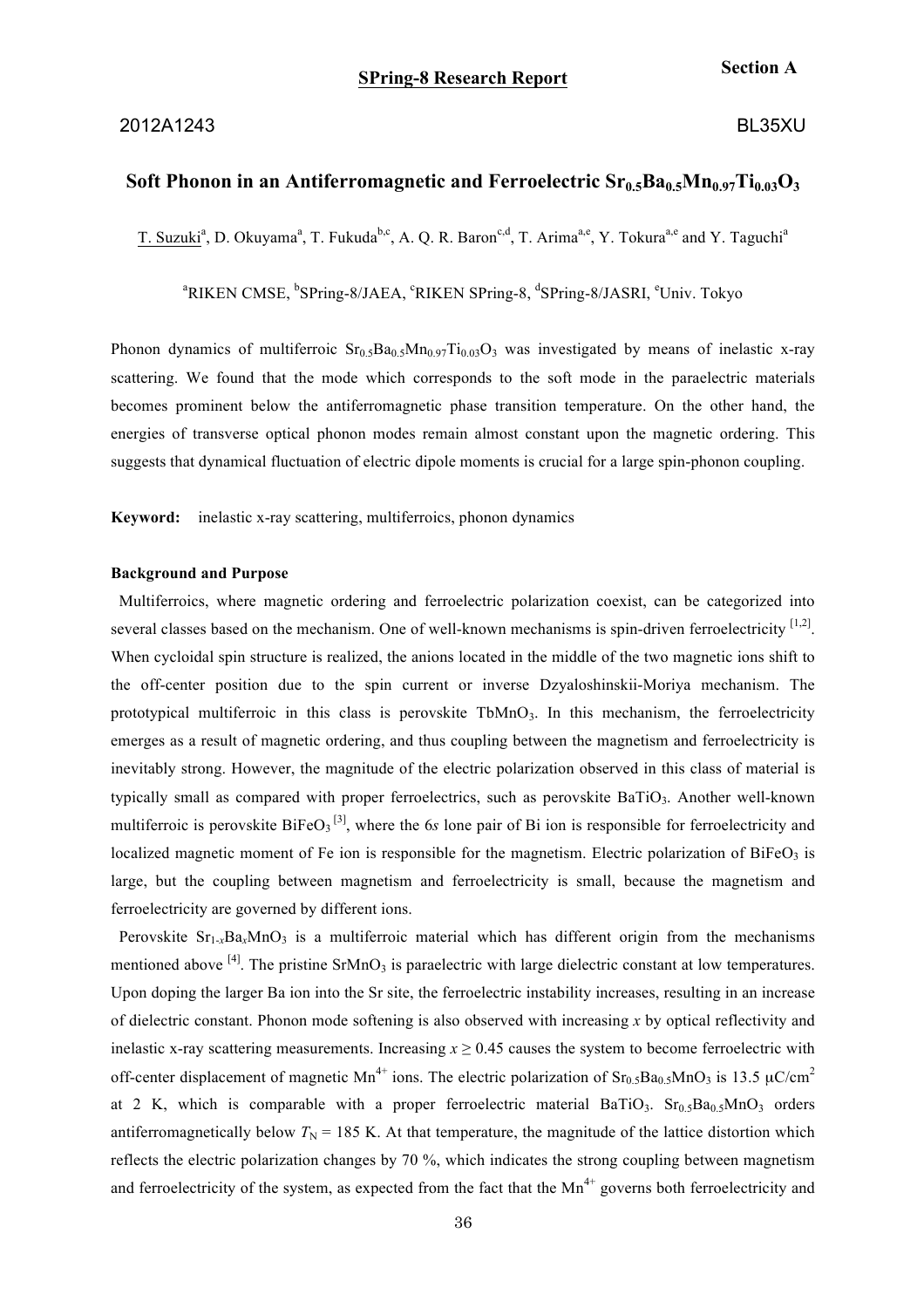**Section A**

**SPring-8 Research Report**

2012A1243 BL35XU

# Soft Phonon in an Antiferromagnetic and Ferroelectric $Sr_{0.5}Ba_{0.5}Mn_{0.97}Ti_{0.03}O_3$

T. Suzuki[a], D. Okuyama[a], T. Fukuda[b,c], A. Q. R. Baron[c,d], T. Arima[a,e], Y. Tokura[a,e] and Y. Taguchi[a]

[a]RIKEN CMSE, [b]SPring-8/JAEA, [c]RIKEN SPring-8, [d]SPring-8/JASRI, [e]Univ. Tokyo

Phonon dynamics of multiferroic $Sr_{0.5}Ba_{0.5}Mn_{0.97}Ti_{0.03}O_3$ was investigated by means of inelastic x-ray scattering. We found that the mode which corresponds to the soft mode in the paraelectric materials becomes prominent below the antiferromagnetic phase transition temperature. On the other hand, the energies of transverse optical phonon modes remain almost constant upon the magnetic ordering. This suggests that dynamical fluctuation of electric dipole moments is crucial for a large spin-phonon coupling.

**Keyword:** inelastic x-ray scattering, multiferroics, phonon dynamics

#### Background and Purpose

Multiferroics, where magnetic ordering and ferroelectric polarization coexist, can be categorized into several classes based on the mechanism. One of well-known mechanisms is spin-driven ferroelectricity [1,2]. When cycloidal spin structure is realized, the anions located in the middle of the two magnetic ions shift to the off-center position due to the spin current or inverse Dzyaloshinskii-Moriya mechanism. The prototypical multiferroic in this class is perovskite $TbMnO_3$. In this mechanism, the ferroelectricity emerges as a result of magnetic ordering, and thus coupling between the magnetism and ferroelectricity is inevitably strong. However, the magnitude of the electric polarization observed in this class of material is typically small as compared with proper ferroelectrics, such as perovskite $BaTiO_3$. Another well-known multiferroic is perovskite $BiFeO_3$ [3], where the 6*s* lone pair of Bi ion is responsible for ferroelectricity and localized magnetic moment of Fe ion is responsible for the magnetism. Electric polarization of $BiFeO_3$ is large, but the coupling between magnetism and ferroelectricity is small, because the magnetism and ferroelectricity are governed by different ions.

Perovskite $Sr_{1-x}Ba_xMnO_3$ is a multiferroic material which has different origin from the mechanisms mentioned above [4]. The pristine $SrMnO_3$ is paraelectric with large dielectric constant at low temperatures. Upon doping the larger Ba ion into the Sr site, the ferroelectric instability increases, resulting in an increase of dielectric constant. Phonon mode softening is also observed with increasing *x* by optical reflectivity and inelastic x-ray scattering measurements. Increasing $x \geq 0.45$ causes the system to become ferroelectric with off-center displacement of magnetic $Mn^{4+}$ ions. The electric polarization of $Sr_{0.5}Ba_{0.5}MnO_3$ is 13.5 μC/cm$^2$ at 2 K, which is comparable with a proper ferroelectric material $BaTiO_3$. $Sr_{0.5}Ba_{0.5}MnO_3$ orders antiferromagnetically below $T_N$ = 185 K. At that temperature, the magnitude of the lattice distortion which reflects the electric polarization changes by 70 %, which indicates the strong coupling between magnetism and ferroelectricity of the system, as expected from the fact that the $Mn^{4+}$ governs both ferroelectricity and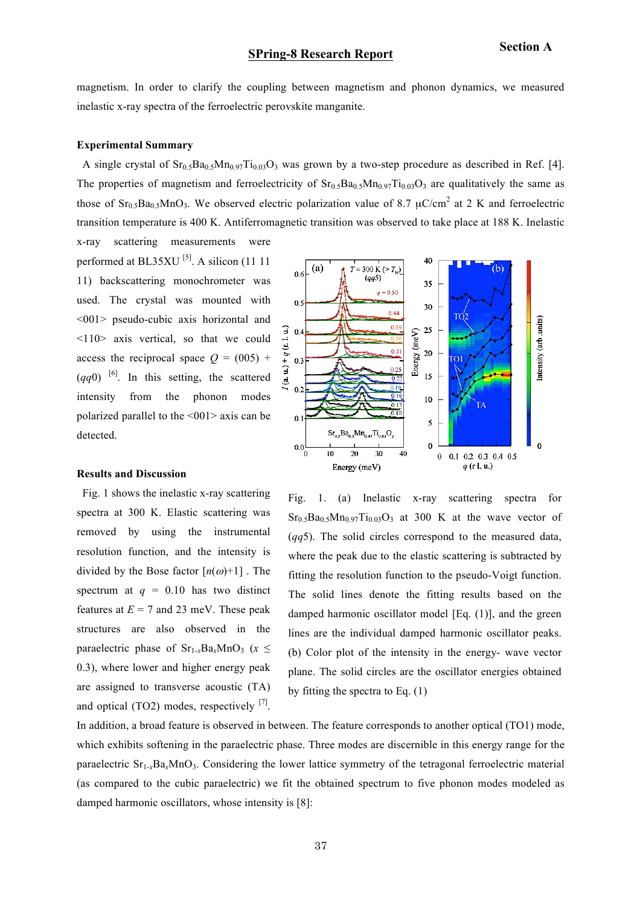magnetism. In order to clarify the coupling between magnetism and phonon dynamics, we measured inelastic x-ray spectra of the ferroelectric perovskite manganite.

## Experimental Summary

A single crystal of $Sr_{0.5}Ba_{0.5}Mn_{0.97}Ti_{0.03}O_3$ was grown by a two-step procedure as described in Ref. [4]. The properties of magnetism and ferroelectricity of $Sr_{0.5}Ba_{0.5}Mn_{0.97}Ti_{0.03}O_3$ are qualitatively the same as those of $Sr_{0.5}Ba_{0.5}MnO_3$. We observed electric polarization value of 8.7 μC/cm$^2$ at 2 K and ferroelectric transition temperature is 400 K. Antiferromagnetic transition was observed to take place at 188 K. Inelastic x-ray scattering measurements were performed at BL35XU [5]. A silicon (11 11 11) backscattering monochrometer was used. The crystal was mounted with <001> pseudo-cubic axis horizontal and <110> axis vertical, so that we could access the reciprocal space $Q$ = (005) + ($qq$0) [6]. In this setting, the scattered intensity from the phonon modes polarized parallel to the <001> axis can be detected.

Fig. 1. (a) Inelastic x-ray scattering spectra for $Sr_{0.5}Ba_{0.5}Mn_{0.97}Ti_{0.03}O_3$ at 300 K at the wave vector of ($qq$5). The solid circles correspond to the measured data, where the peak due to the elastic scattering is subtracted by fitting the resolution function to the pseudo-Voigt function. The solid lines denote the fitting results based on the damped harmonic oscillator model [Eq. (1)], and the green lines are the individual damped harmonic oscillator peaks. (b) Color plot of the intensity in the energy- wave vector plane. The solid circles are the oscillator energies obtained by fitting the spectra to Eq. (1)

## Results and Discussion

Fig. 1 shows the inelastic x-ray scattering spectra at 300 K. Elastic scattering was removed by using the instrumental resolution function, and the intensity is divided by the Bose factor [$n(\omega)$+1] . The spectrum at $q$ = 0.10 has two distinct features at $E$ = 7 and 23 meV. These peak structures are also observed in the paraelectric phase of $Sr_{1-x}Ba_xMnO_3$ ($x \leq$ 0.3), where lower and higher energy peak are assigned to transverse acoustic (TA) and optical (TO2) modes, respectively [7]. In addition, a broad feature is observed in between. The feature corresponds to another optical (TO1) mode, which exhibits softening in the paraelectric phase. Three modes are discernible in this energy range for the paraelectric $Sr_{1-x}Ba_xMnO_3$. Considering the lower lattice symmetry of the tetragonal ferroelectric material (as compared to the cubic paraelectric) we fit the obtained spectrum to five phonon modes modeled as damped harmonic oscillators, whose intensity is [8]: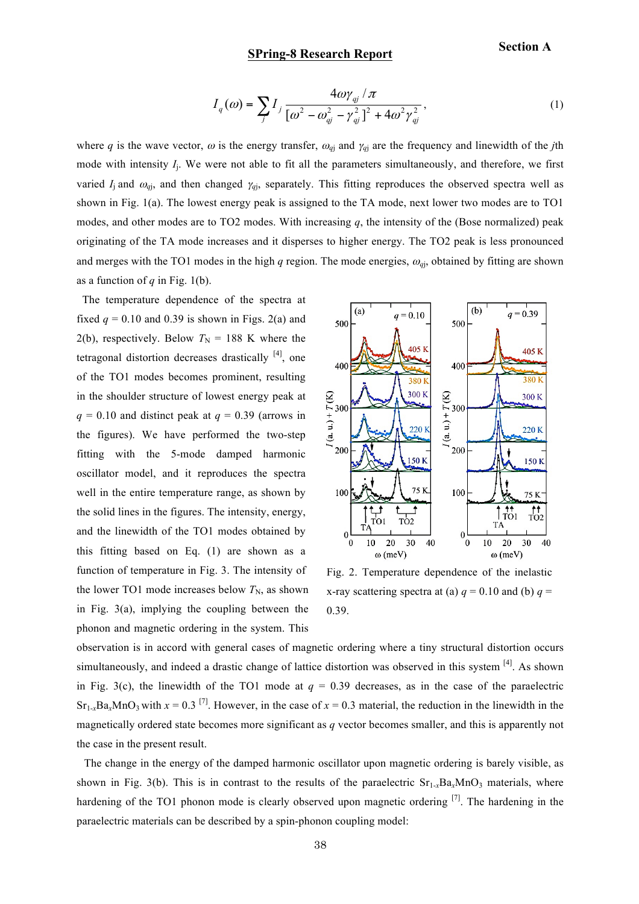$$I_q(\omega) = \sum_j I_j \frac{4\omega\gamma_{qj}/\pi}{[\omega^2 - \omega_{qj}^2 - \gamma_{qj}^2]^2 + 4\omega^2\gamma_{qj}^2}, \tag{1}$$

where $q$ is the wave vector, $\omega$ is the energy transfer, $\omega_{qj}$ and $\gamma_{qj}$ are the frequency and linewidth of the $j$th mode with intensity $I_j$. We were not able to fit all the parameters simultaneously, and therefore, we first varied $I_j$ and $\omega_{qj}$, and then changed $\gamma_{qj}$, separately. This fitting reproduces the observed spectra well as shown in Fig. 1(a). The lowest energy peak is assigned to the TA mode, next lower two modes are to TO1 modes, and other modes are to TO2 modes. With increasing $q$, the intensity of the (Bose normalized) peak originating of the TA mode increases and it disperses to higher energy. The TO2 peak is less pronounced and merges with the TO1 modes in the high $q$ region. The mode energies, $\omega_{qj}$, obtained by fitting are shown as a function of $q$ in Fig. 1(b).

The temperature dependence of the spectra at fixed $q$ = 0.10 and 0.39 is shown in Figs. 2(a) and 2(b), respectively. Below $T_N$ = 188 K where the tetragonal distortion decreases drastically [4], one of the TO1 modes becomes prominent, resulting in the shoulder structure of lowest energy peak at $q$ = 0.10 and distinct peak at $q$ = 0.39 (arrows in the figures). We have performed the two-step fitting with the 5-mode damped harmonic oscillator model, and it reproduces the spectra well in the entire temperature range, as shown by the solid lines in the figures. The intensity, energy, and the linewidth of the TO1 modes obtained by this fitting based on Eq. (1) are shown as a function of temperature in Fig. 3. The intensity of the lower TO1 mode increases below $T_N$, as shown in Fig. 3(a), implying the coupling between the phonon and magnetic ordering in the system. This observation is in accord with general cases of magnetic ordering where a tiny structural distortion occurs simultaneously, and indeed a drastic change of lattice distortion was observed in this system [4]. As shown in Fig. 3(c), the linewidth of the TO1 mode at $q$ = 0.39 decreases, as in the case of the paraelectric $Sr_{1-x}Ba_xMnO_3$ with $x$ = 0.3 [7]. However, in the case of $x$ = 0.3 material, the reduction in the linewidth in the magnetically ordered state becomes more significant as $q$ vector becomes smaller, and this is apparently not the case in the present result.

Fig. 2. Temperature dependence of the inelastic x-ray scattering spectra at (a) $q$ = 0.10 and (b) $q$ = 0.39.

The change in the energy of the damped harmonic oscillator upon magnetic ordering is barely visible, as shown in Fig. 3(b). This is in contrast to the results of the paraelectric $Sr_{1-x}Ba_xMnO_3$ materials, where hardening of the TO1 phonon mode is clearly observed upon magnetic ordering [7]. The hardening in the paraelectric materials can be described by a spin-phonon coupling model: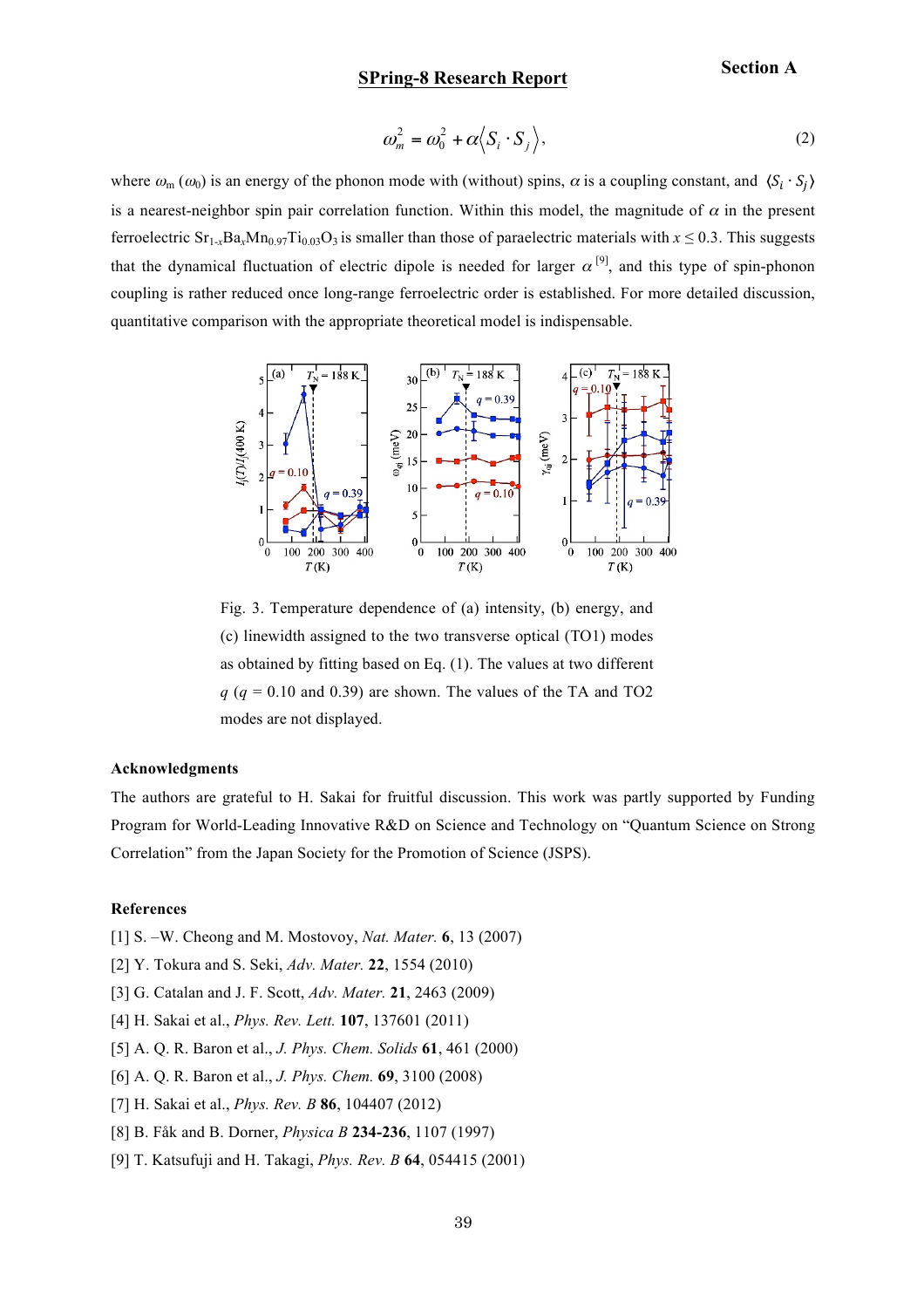$$\omega_m^2 = \omega_0^2 + \alpha\langle S_i \cdot S_j \rangle, \tag{2}$$

where $\omega_m$ ($\omega_0$) is an energy of the phonon mode with (without) spins, $\alpha$ is a coupling constant, and $\langle S_i \cdot S_j \rangle$ is a nearest-neighbor spin pair correlation function. Within this model, the magnitude of $\alpha$ in the present ferroelectric $Sr_{1-x}Ba_xMn_{0.97}Ti_{0.03}O_3$ is smaller than those of paraelectric materials with $x \leq 0.3$. This suggests that the dynamical fluctuation of electric dipole is needed for larger $\alpha$ [9], and this type of spin-phonon coupling is rather reduced once long-range ferroelectric order is established. For more detailed discussion, quantitative comparison with the appropriate theoretical model is indispensable.

Fig. 3. Temperature dependence of (a) intensity, (b) energy, and (c) linewidth assigned to the two transverse optical (TO1) modes as obtained by fitting based on Eq. (1). The values at two different $q$ ($q$ = 0.10 and 0.39) are shown. The values of the TA and TO2 modes are not displayed.

### Acknowledgments

The authors are grateful to H. Sakai for fruitful discussion. This work was partly supported by Funding Program for World-Leading Innovative R&D on Science and Technology on "Quantum Science on Strong Correlation" from the Japan Society for the Promotion of Science (JSPS).

### References

[1] S. –W. Cheong and M. Mostovoy, *Nat. Mater.* **6**, 13 (2007)

[2] Y. Tokura and S. Seki, *Adv. Mater.* **22**, 1554 (2010)

[3] G. Catalan and J. F. Scott, *Adv. Mater.* **21**, 2463 (2009)

[4] H. Sakai et al., *Phys. Rev. Lett.* **107**, 137601 (2011)

[5] A. Q. R. Baron et al., *J. Phys. Chem. Solids* **61**, 461 (2000)

[6] A. Q. R. Baron et al., *J. Phys. Chem.* **69**, 3100 (2008)

[7] H. Sakai et al., *Phys. Rev. B* **86**, 104407 (2012)

[8] B. Fåk and B. Dorner, *Physica B* **234-236**, 1107 (1997)

[9] T. Katsufuji and H. Takagi, *Phys. Rev. B* **64**, 054415 (2001)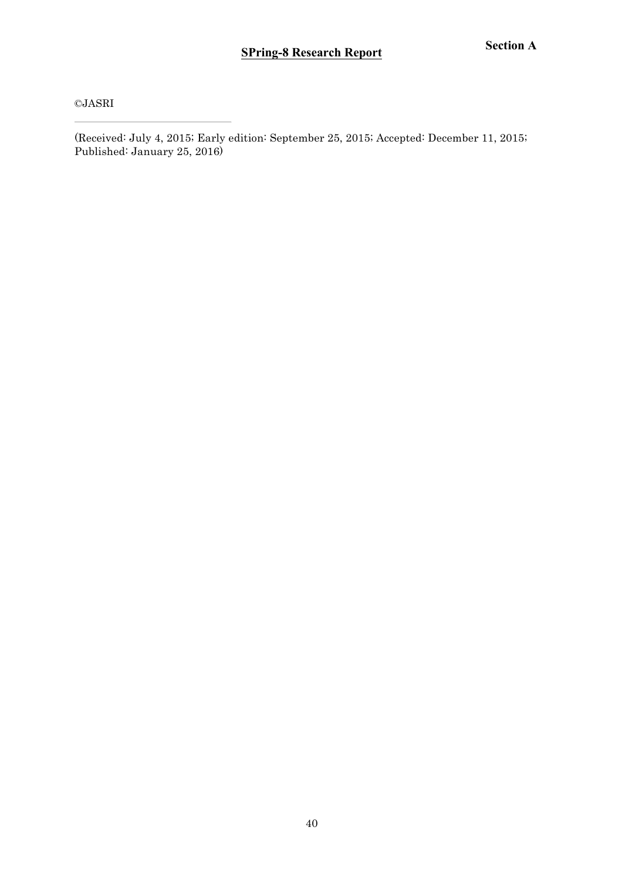©JASRI

---

(Received: July 4, 2015; Early edition: September 25, 2015; Accepted: December 11, 2015; Published: January 25, 2016)